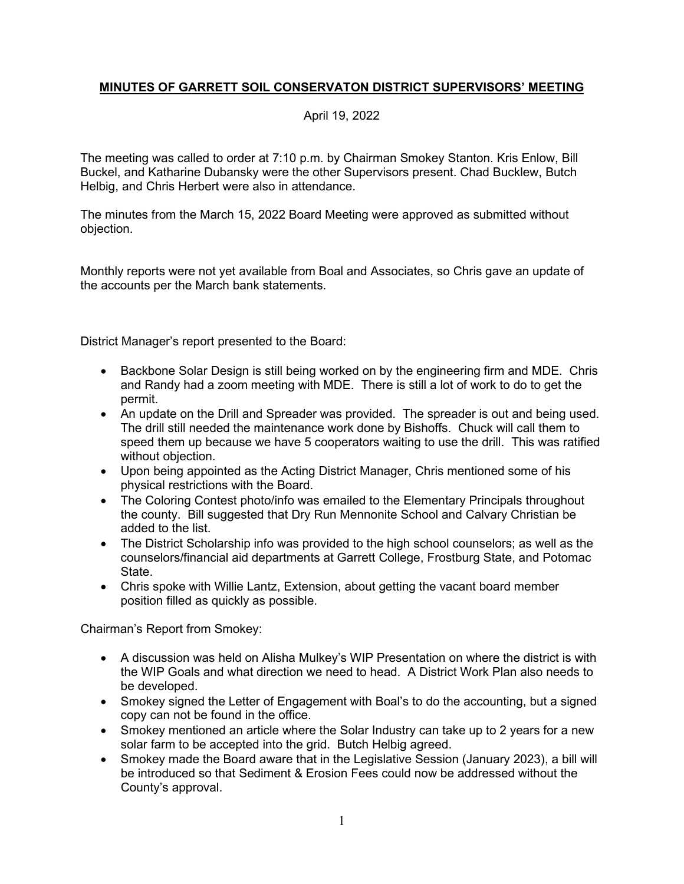## **MINUTES OF GARRETT SOIL CONSERVATON DISTRICT SUPERVISORS' MEETING**

April 19, 2022

The meeting was called to order at 7:10 p.m. by Chairman Smokey Stanton. Kris Enlow, Bill Buckel, and Katharine Dubansky were the other Supervisors present. Chad Bucklew, Butch Helbig, and Chris Herbert were also in attendance.

The minutes from the March 15, 2022 Board Meeting were approved as submitted without objection.

Monthly reports were not yet available from Boal and Associates, so Chris gave an update of the accounts per the March bank statements.

District Manager's report presented to the Board:

- Backbone Solar Design is still being worked on by the engineering firm and MDE. Chris and Randy had a zoom meeting with MDE. There is still a lot of work to do to get the permit.
- An update on the Drill and Spreader was provided. The spreader is out and being used. The drill still needed the maintenance work done by Bishoffs. Chuck will call them to speed them up because we have 5 cooperators waiting to use the drill. This was ratified without objection.
- Upon being appointed as the Acting District Manager, Chris mentioned some of his physical restrictions with the Board.
- The Coloring Contest photo/info was emailed to the Elementary Principals throughout the county. Bill suggested that Dry Run Mennonite School and Calvary Christian be added to the list.
- The District Scholarship info was provided to the high school counselors; as well as the counselors/financial aid departments at Garrett College, Frostburg State, and Potomac State.
- Chris spoke with Willie Lantz, Extension, about getting the vacant board member position filled as quickly as possible.

Chairman's Report from Smokey:

- A discussion was held on Alisha Mulkey's WIP Presentation on where the district is with the WIP Goals and what direction we need to head. A District Work Plan also needs to be developed.
- Smokey signed the Letter of Engagement with Boal's to do the accounting, but a signed copy can not be found in the office.
- Smokey mentioned an article where the Solar Industry can take up to 2 years for a new solar farm to be accepted into the grid. Butch Helbig agreed.
- Smokey made the Board aware that in the Legislative Session (January 2023), a bill will be introduced so that Sediment & Erosion Fees could now be addressed without the County's approval.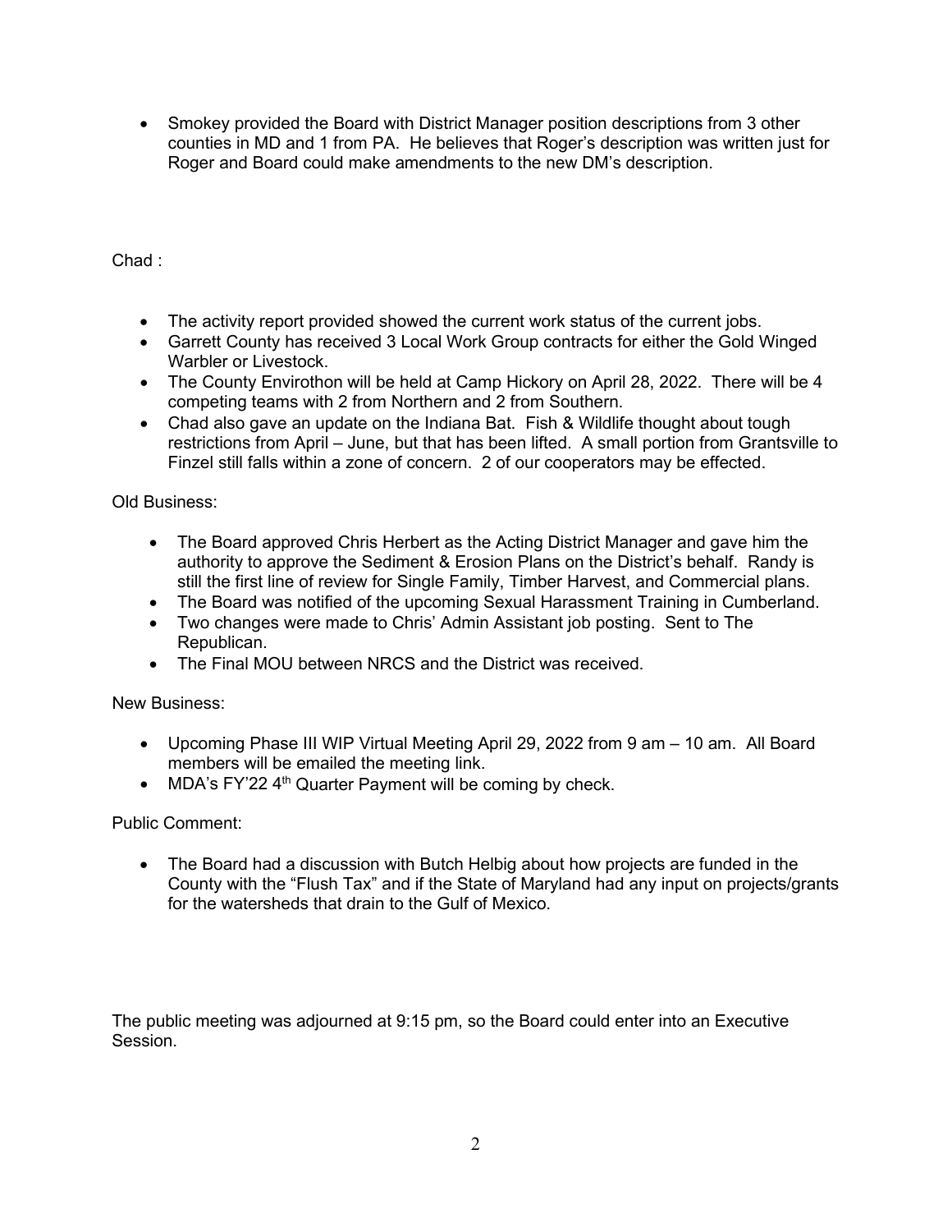- Smokey provided the Board with District Manager position descriptions from 3 other counties in MD and 1 from PA. He believes that Roger's description was written just for Roger and Board could make amendments to the new DM's description.

Chad :

- The activity report provided showed the current work status of the current jobs.
- Garrett County has received 3 Local Work Group contracts for either the Gold Winged Warbler or Livestock.
- The County Envirothon will be held at Camp Hickory on April 28, 2022. There will be 4 competing teams with 2 from Northern and 2 from Southern.
- Chad also gave an update on the Indiana Bat. Fish & Wildlife thought about tough restrictions from April – June, but that has been lifted. A small portion from Grantsville to Finzel still falls within a zone of concern. 2 of our cooperators may be effected.

Old Business:

- The Board approved Chris Herbert as the Acting District Manager and gave him the authority to approve the Sediment & Erosion Plans on the District's behalf. Randy is still the first line of review for Single Family, Timber Harvest, and Commercial plans.
- The Board was notified of the upcoming Sexual Harassment Training in Cumberland.
- Two changes were made to Chris' Admin Assistant job posting. Sent to The Republican.
- The Final MOU between NRCS and the District was received.

New Business:

- Upcoming Phase III WIP Virtual Meeting April 29, 2022 from 9 am – 10 am. All Board members will be emailed the meeting link.
- MDA's FY'22 4th Quarter Payment will be coming by check.

Public Comment:

- The Board had a discussion with Butch Helbig about how projects are funded in the County with the "Flush Tax" and if the State of Maryland had any input on projects/grants for the watersheds that drain to the Gulf of Mexico.

The public meeting was adjourned at 9:15 pm, so the Board could enter into an Executive Session.